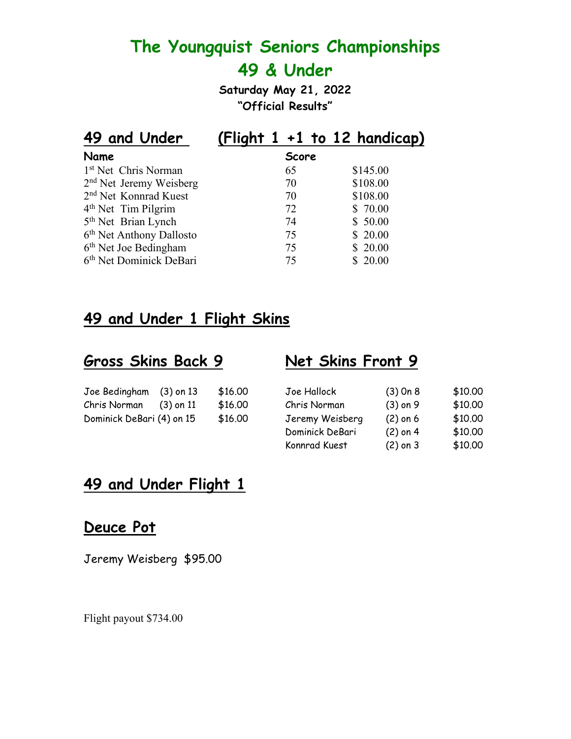# The Youngquist Seniors Championships

# 49 & Under

**Saturday May 21, 2022**

**"Official Results"**

## 49 and Under (Flight 1 +1 to 12 handicap)

| Name | Score | |
|---|---|---|
| 1st Net Chris Norman | 65 | $145.00 |
| 2nd Net Jeremy Weisberg | 70 | $108.00 |
| 2nd Net Konnrad Kuest | 70 | $108.00 |
| 4th Net Tim Pilgrim | 72 | $ 70.00 |
| 5th Net Brian Lynch | 74 | $ 50.00 |
| 6th Net Anthony Dallosto | 75 | $ 20.00 |
| 6th Net Joe Bedingham | 75 | $ 20.00 |
| 6th Net Dominick DeBari | 75 | $ 20.00 |

## 49 and Under 1 Flight Skins

### Gross Skins Back 9

| | | |
|---|---|---|
| Joe Bedingham | (3) on 13 | $16.00 |
| Chris Norman | (3) on 11 | $16.00 |
| Dominick DeBari | (4) on 15 | $16.00 |

### Net Skins Front 9

| | | |
|---|---|---|
| Joe Hallock | (3) On 8 | $10.00 |
| Chris Norman | (3) on 9 | $10.00 |
| Jeremy Weisberg | (2) on 6 | $10.00 |
| Dominick DeBari | (2) on 4 | $10.00 |
| Konnrad Kuest | (2) on 3 | $10.00 |

## 49 and Under Flight 1

## Deuce Pot

Jeremy Weisberg $95.00

Flight payout $734.00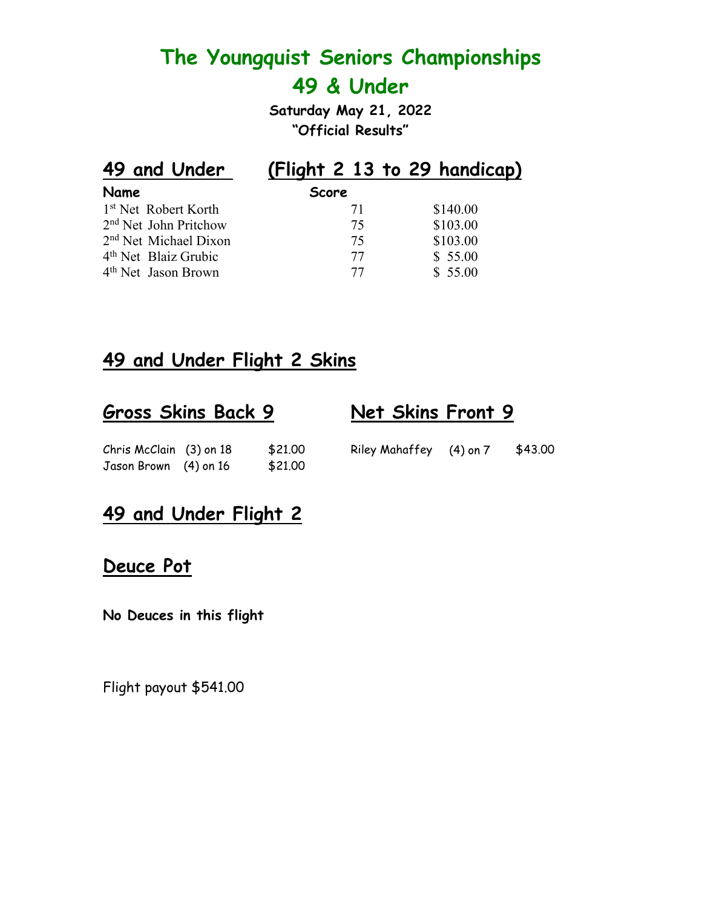# The Youngquist Seniors Championships

# 49 & Under

**Saturday May 21, 2022**

**"Official Results"**

## 49 and Under (Flight 2 13 to 29 handicap)

| Name | Score | |
|---|---|---|
| 1st Net Robert Korth | 71 | $140.00 |
| 2nd Net John Pritchow | 75 | $103.00 |
| 2nd Net Michael Dixon | 75 | $103.00 |
| 4th Net Blaiz Grubic | 77 | $ 55.00 |
| 4th Net Jason Brown | 77 | $ 55.00 |

## 49 and Under Flight 2 Skins

### Gross Skins Back 9

| | | |
|---|---|---|
| Chris McClain | (3) on 18 | $21.00 |
| Jason Brown | (4) on 16 | $21.00 |

### Net Skins Front 9

| | | |
|---|---|---|
| Riley Mahaffey | (4) on 7 | $43.00 |

## 49 and Under Flight 2

## Deuce Pot

**No Deuces in this flight**

Flight payout $541.00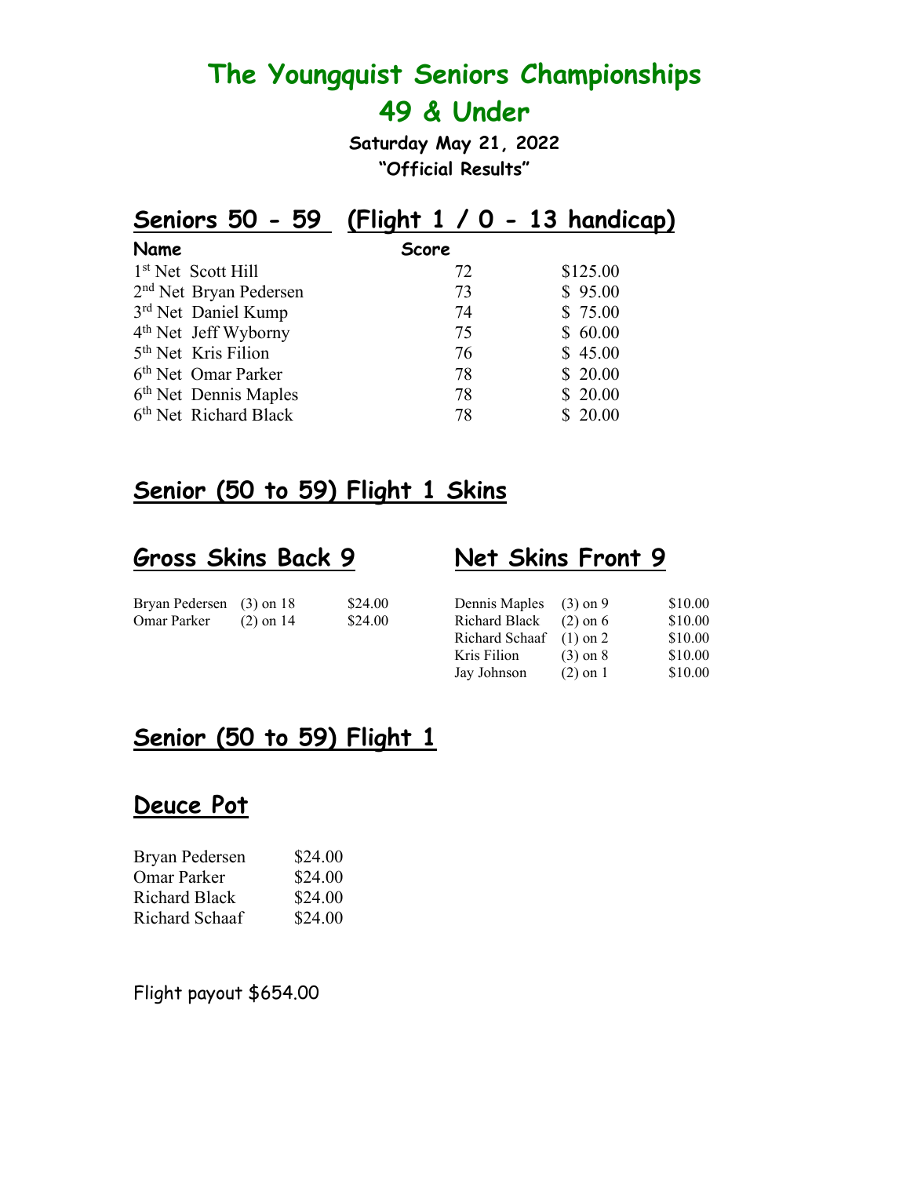# The Youngquist Seniors Championships

# 49 & Under

**Saturday May 21, 2022**

**"Official Results"**

## Seniors 50 - 59 (Flight 1 / 0 - 13 handicap)

| Name | Score | |
|---|---|---|
| 1st Net Scott Hill | 72 | $125.00 |
| 2nd Net Bryan Pedersen | 73 | $ 95.00 |
| 3rd Net Daniel Kump | 74 | $ 75.00 |
| 4th Net Jeff Wyborny | 75 | $ 60.00 |
| 5th Net Kris Filion | 76 | $ 45.00 |
| 6th Net Omar Parker | 78 | $ 20.00 |
| 6th Net Dennis Maples | 78 | $ 20.00 |
| 6th Net Richard Black | 78 | $ 20.00 |

## Senior (50 to 59) Flight 1 Skins

### Gross Skins Back 9

| | | |
|---|---|---|
| Bryan Pedersen | (3) on 18 | $24.00 |
| Omar Parker | (2) on 14 | $24.00 |

### Net Skins Front 9

| | | |
|---|---|---|
| Dennis Maples | (3) on 9 | $10.00 |
| Richard Black | (2) on 6 | $10.00 |
| Richard Schaaf | (1) on 2 | $10.00 |
| Kris Filion | (3) on 8 | $10.00 |
| Jay Johnson | (2) on 1 | $10.00 |

## Senior (50 to 59) Flight 1

### Deuce Pot

| | |
|---|---|
| Bryan Pedersen | $24.00 |
| Omar Parker | $24.00 |
| Richard Black | $24.00 |
| Richard Schaaf | $24.00 |

Flight payout $654.00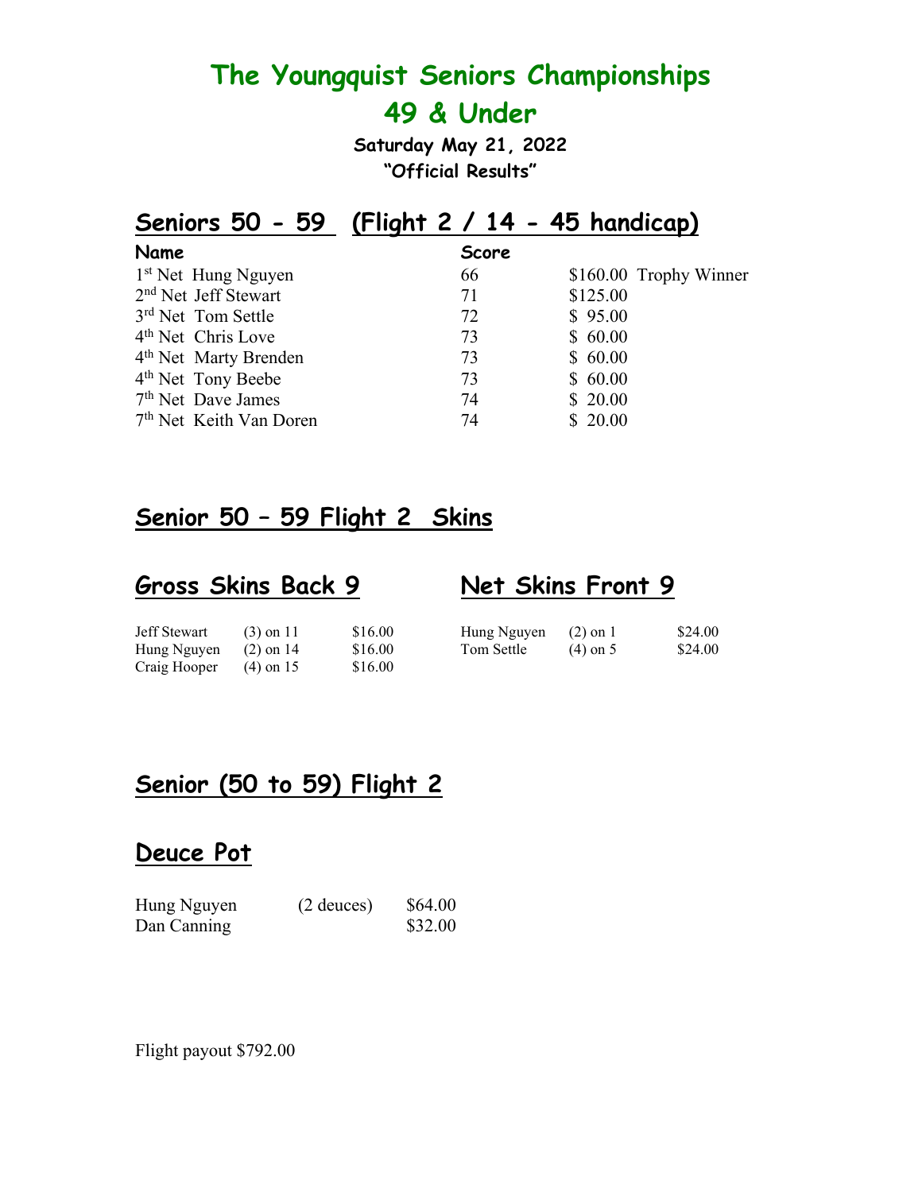# The Youngquist Seniors Championships

# 49 & Under

**Saturday May 21, 2022**

**"Official Results"**

## Seniors 50 - 59 (Flight 2 / 14 - 45 handicap)

| Name | Score | |
|---|---|---|
| 1st Net Hung Nguyen | 66 | $160.00 Trophy Winner |
| 2nd Net Jeff Stewart | 71 | $125.00 |
| 3rd Net Tom Settle | 72 | $ 95.00 |
| 4th Net Chris Love | 73 | $ 60.00 |
| 4th Net Marty Brenden | 73 | $ 60.00 |
| 4th Net Tony Beebe | 73 | $ 60.00 |
| 7th Net Dave James | 74 | $ 20.00 |
| 7th Net Keith Van Doren | 74 | $ 20.00 |

## Senior 50 – 59 Flight 2 Skins

### Gross Skins Back 9

| | | |
|---|---|---|
| Jeff Stewart | (3) on 11 | $16.00 |
| Hung Nguyen | (2) on 14 | $16.00 |
| Craig Hooper | (4) on 15 | $16.00 |

### Net Skins Front 9

| | | |
|---|---|---|
| Hung Nguyen | (2) on 1 | $24.00 |
| Tom Settle | (4) on 5 | $24.00 |

## Senior (50 to 59) Flight 2

## Deuce Pot

| | | |
|---|---|---|
| Hung Nguyen | (2 deuces) | $64.00 |
| Dan Canning | | $32.00 |

Flight payout $792.00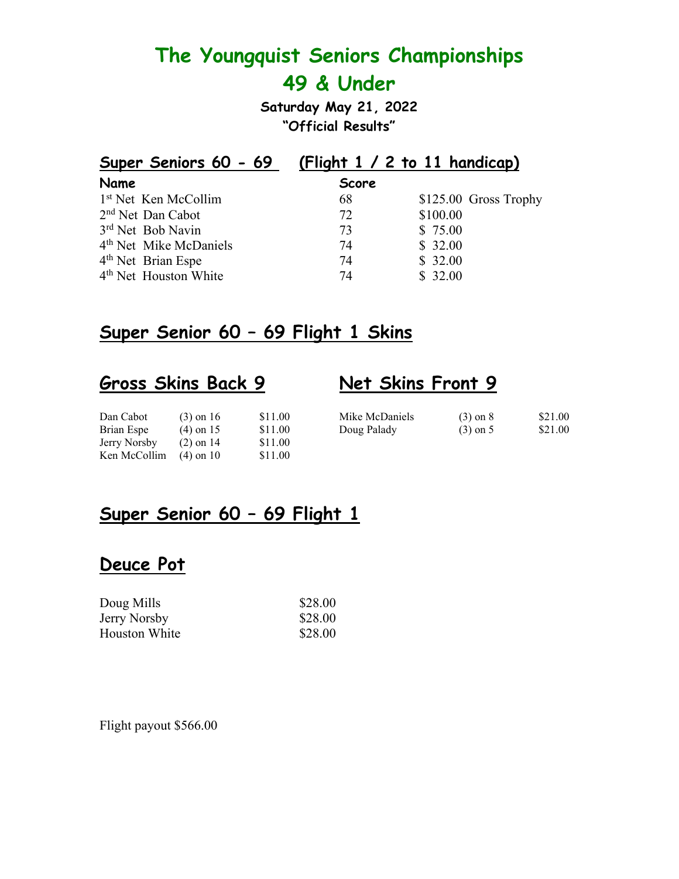# The Youngquist Seniors Championships
# 49 & Under

**Saturday May 21, 2022**
**"Official Results"**

## Super Seniors 60 - 69 (Flight 1 / 2 to 11 handicap)

| Name | Score | | |
|---|---|---|---|
| 1st Net Ken McCollim | 68 | $125.00 | Gross Trophy |
| 2nd Net Dan Cabot | 72 | $100.00 | |
| 3rd Net Bob Navin | 73 | $ 75.00 | |
| 4th Net Mike McDaniels | 74 | $ 32.00 | |
| 4th Net Brian Espe | 74 | $ 32.00 | |
| 4th Net Houston White | 74 | $ 32.00 | |

## Super Senior 60 – 69 Flight 1 Skins

### Gross Skins Back 9

| | | |
|---|---|---|
| Dan Cabot | (3) on 16 | $11.00 |
| Brian Espe | (4) on 15 | $11.00 |
| Jerry Norsby | (2) on 14 | $11.00 |
| Ken McCollim | (4) on 10 | $11.00 |

### Net Skins Front 9

| | | |
|---|---|---|
| Mike McDaniels | (3) on 8 | $21.00 |
| Doug Palady | (3) on 5 | $21.00 |

## Super Senior 60 – 69 Flight 1

### Deuce Pot

| | |
|---|---|
| Doug Mills | $28.00 |
| Jerry Norsby | $28.00 |
| Houston White | $28.00 |

Flight payout $566.00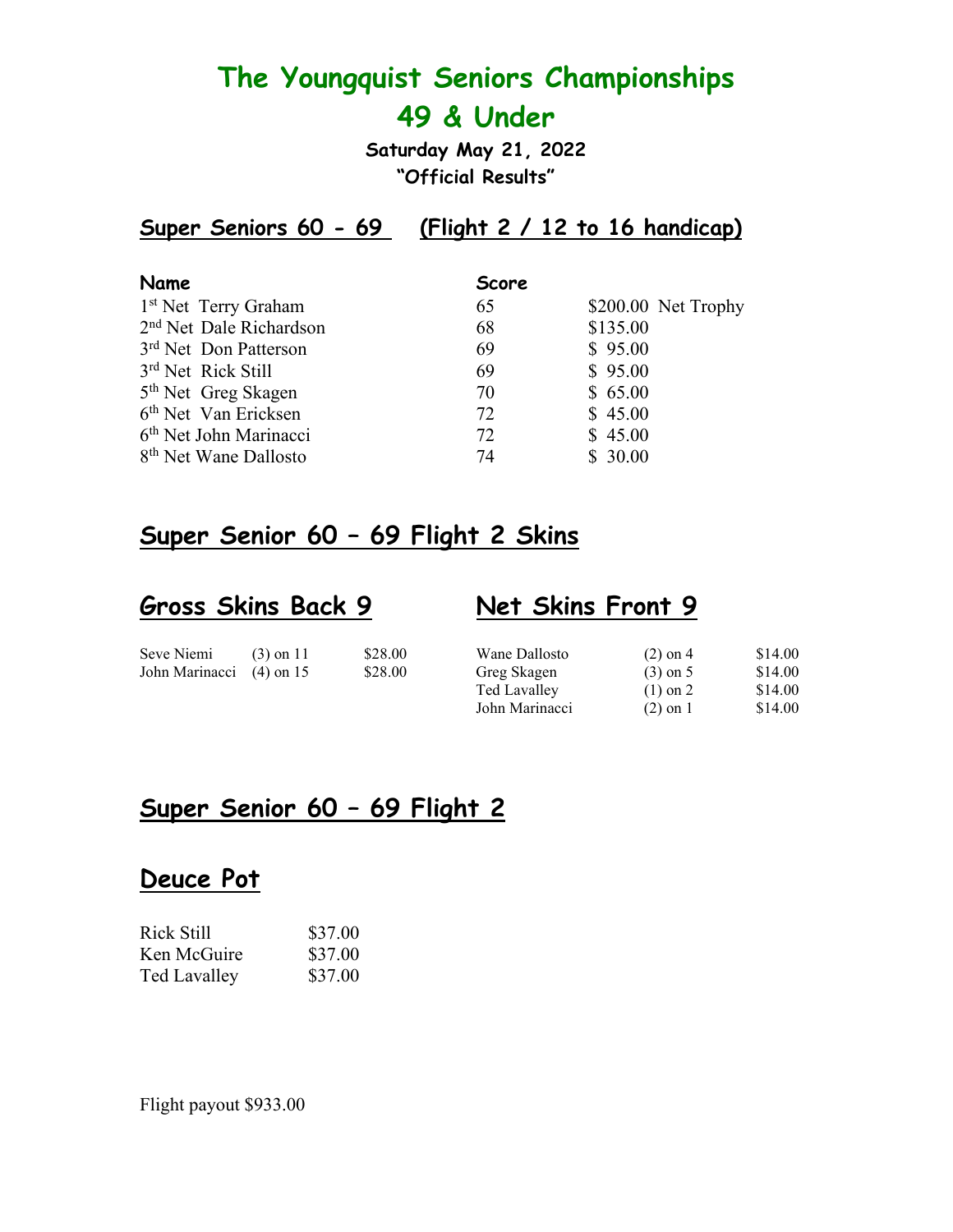# The Youngquist Seniors Championships
# 49 & Under

**Saturday May 21, 2022**
**"Official Results"**

## Super Seniors 60 - 69 (Flight 2 / 12 to 16 handicap)

| Name | Score | |
|---|---|---|
| 1st Net Terry Graham | 65 | $200.00 Net Trophy |
| 2nd Net Dale Richardson | 68 | $135.00 |
| 3rd Net Don Patterson | 69 | $ 95.00 |
| 3rd Net Rick Still | 69 | $ 95.00 |
| 5th Net Greg Skagen | 70 | $ 65.00 |
| 6th Net Van Ericksen | 72 | $ 45.00 |
| 6th Net John Marinacci | 72 | $ 45.00 |
| 8th Net Wane Dallosto | 74 | $ 30.00 |

## Super Senior 60 – 69 Flight 2 Skins

## Gross Skins Back 9

| | | |
|---|---|---|
| Seve Niemi | (3) on 11 | $28.00 |
| John Marinacci | (4) on 15 | $28.00 |

## Net Skins Front 9

| | | |
|---|---|---|
| Wane Dallosto | (2) on 4 | $14.00 |
| Greg Skagen | (3) on 5 | $14.00 |
| Ted Lavalley | (1) on 2 | $14.00 |
| John Marinacci | (2) on 1 | $14.00 |

## Super Senior 60 – 69 Flight 2

## Deuce Pot

| | |
|---|---|
| Rick Still | $37.00 |
| Ken McGuire | $37.00 |
| Ted Lavalley | $37.00 |

Flight payout $933.00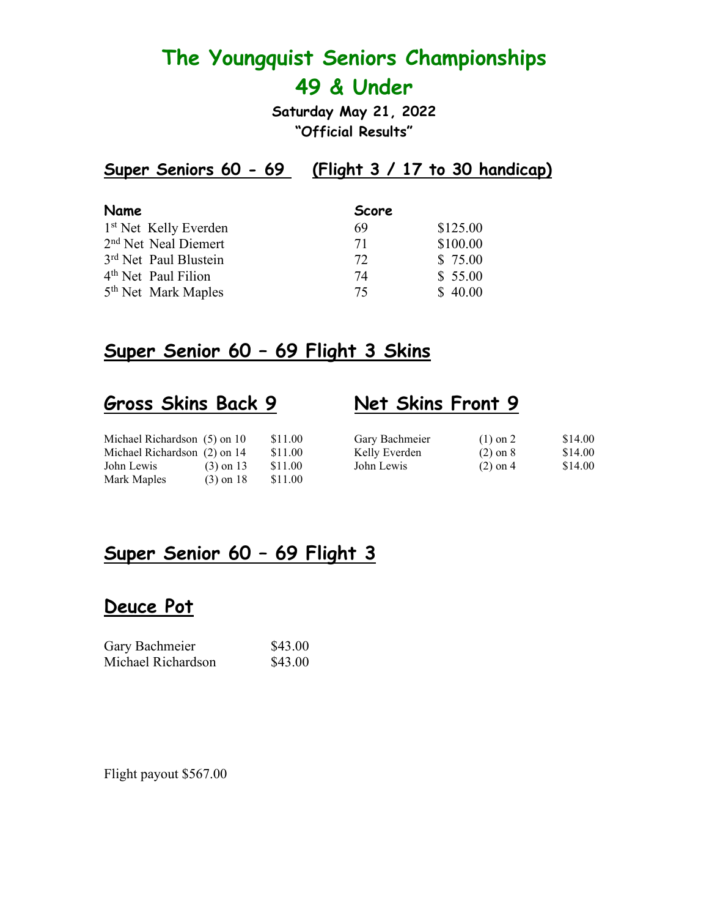# The Youngquist Seniors Championships
# 49 & Under

**Saturday May 21, 2022**
**"Official Results"**

## Super Seniors 60 - 69 (Flight 3 / 17 to 30 handicap)

| Name | Score | |
|---|---|---|
| 1st Net Kelly Everden | 69 | $125.00 |
| 2nd Net Neal Diemert | 71 | $100.00 |
| 3rd Net Paul Blustein | 72 | $ 75.00 |
| 4th Net Paul Filion | 74 | $ 55.00 |
| 5th Net Mark Maples | 75 | $ 40.00 |

## Super Senior 60 – 69 Flight 3 Skins

## Gross Skins Back 9

| | | |
|---|---|---|
| Michael Richardson | (5) on 10 | $11.00 |
| Michael Richardson | (2) on 14 | $11.00 |
| John Lewis | (3) on 13 | $11.00 |
| Mark Maples | (3) on 18 | $11.00 |

## Net Skins Front 9

| | | |
|---|---|---|
| Gary Bachmeier | (1) on 2 | $14.00 |
| Kelly Everden | (2) on 8 | $14.00 |
| John Lewis | (2) on 4 | $14.00 |

## Super Senior 60 – 69 Flight 3

## Deuce Pot

| | |
|---|---|
| Gary Bachmeier | $43.00 |
| Michael Richardson | $43.00 |

Flight payout $567.00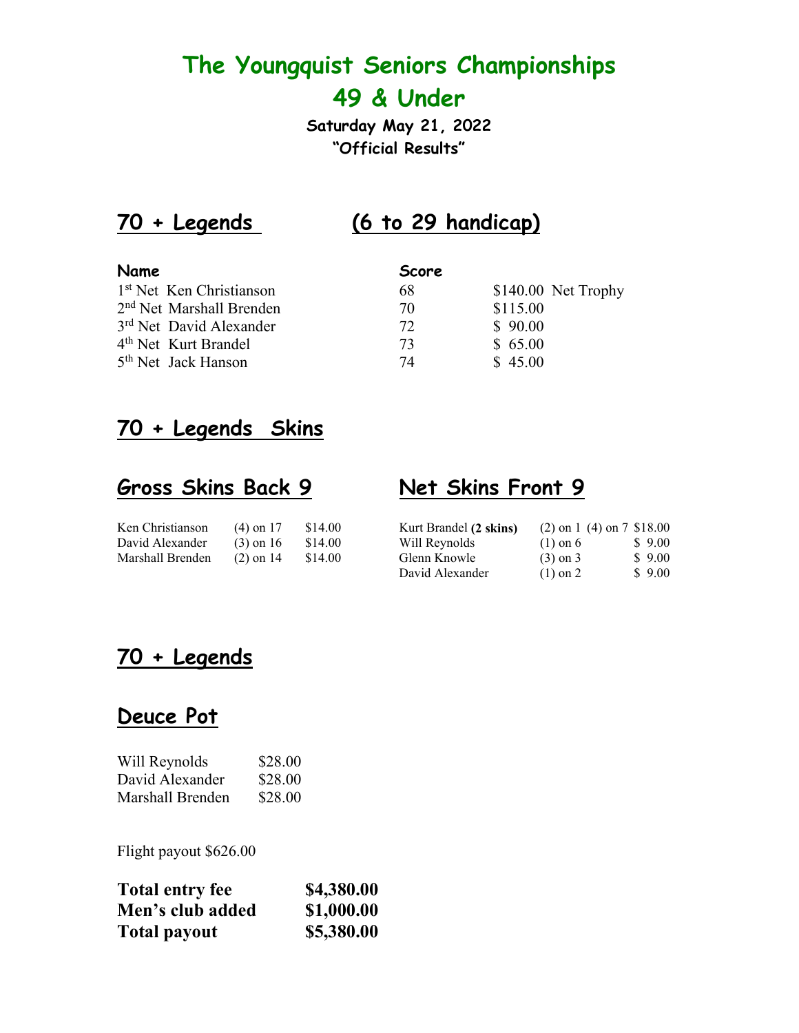# The Youngquist Seniors Championships
# 49 & Under

**Saturday May 21, 2022**
**"Official Results"**

## 70 + Legends (6 to 29 handicap)

| Name | Score | | |
|---|---|---|---|
| 1st Net Ken Christianson | 68 | $140.00 | Net Trophy |
| 2nd Net Marshall Brenden | 70 | $115.00 | |
| 3rd Net David Alexander | 72 | $ 90.00 | |
| 4th Net Kurt Brandel | 73 | $ 65.00 | |
| 5th Net Jack Hanson | 74 | $ 45.00 | |

## 70 + Legends Skins

### Gross Skins Back 9

| | | |
|---|---|---|
| Ken Christianson | (4) on 17 | $14.00 |
| David Alexander | (3) on 16 | $14.00 |
| Marshall Brenden | (2) on 14 | $14.00 |

### Net Skins Front 9

| | | |
|---|---|---|
| Kurt Brandel **(2 skins)** | (2) on 1 (4) on 7 | $18.00 |
| Will Reynolds | (1) on 6 | $ 9.00 |
| Glenn Knowle | (3) on 3 | $ 9.00 |
| David Alexander | (1) on 2 | $ 9.00 |

## 70 + Legends

### Deuce Pot

| | |
|---|---|
| Will Reynolds | $28.00 |
| David Alexander | $28.00 |
| Marshall Brenden | $28.00 |

Flight payout $626.00

| | |
|---|---|
| **Total entry fee** | **$4,380.00** |
| **Men's club added** | **$1,000.00** |
| **Total payout** | **$5,380.00** |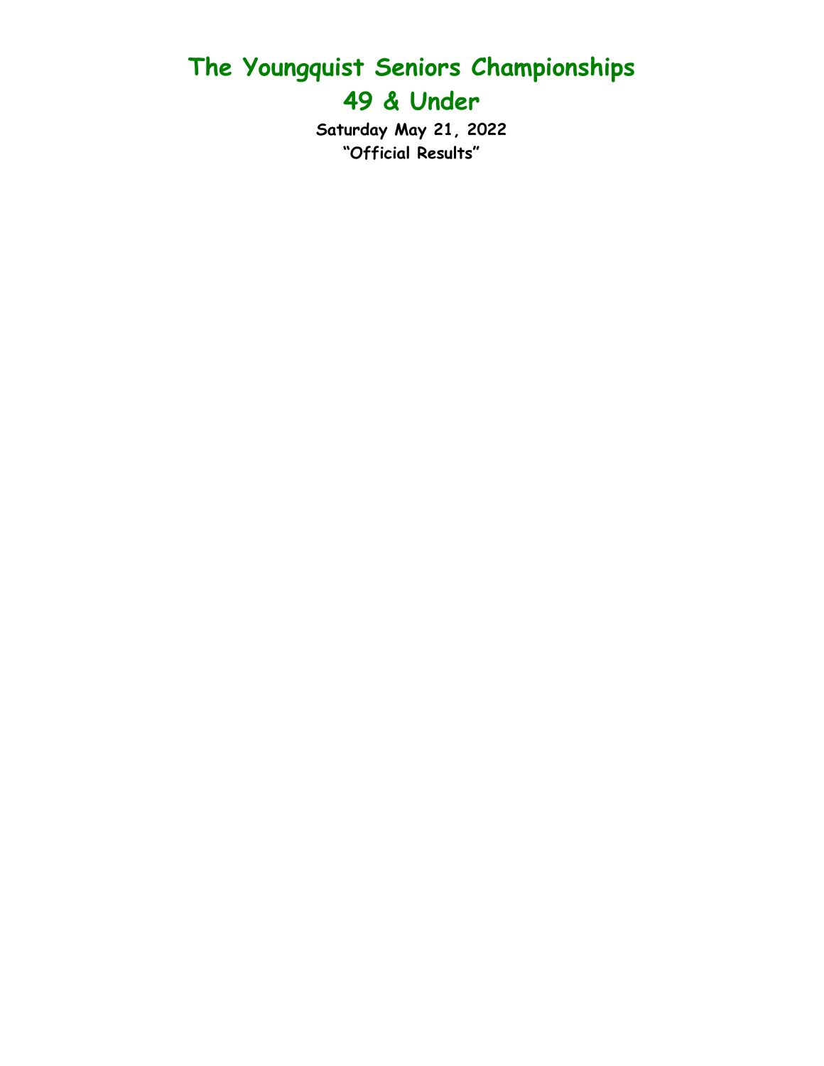# The Youngquist Seniors Championships

## 49 & Under

**Saturday May 21, 2022**

**"Official Results"**